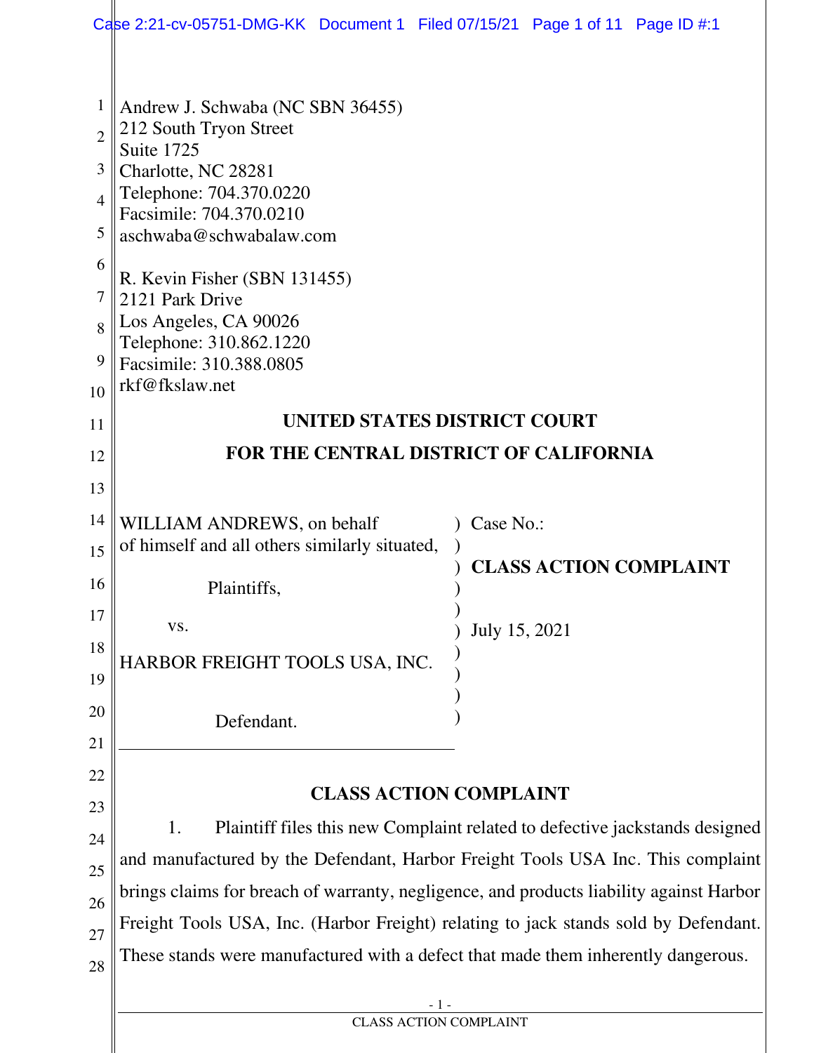Andrew J. Schwaba (NC SBN 36455)
212 South Tryon Street
Suite 1725
Charlotte, NC 28281
Telephone: 704.370.0220
Facsimile: 704.370.0210
aschwaba@schwabalaw.com

R. Kevin Fisher (SBN 131455)
2121 Park Drive
Los Angeles, CA 90026
Telephone: 310.862.1220
Facsimile: 310.388.0805
rkf@fkslaw.net

**UNITED STATES DISTRICT COURT**

**FOR THE CENTRAL DISTRICT OF CALIFORNIA**

| | |
|---|---|
| WILLIAM ANDREWS, on behalf of himself and all others similarly situated,<br><br>Plaintiffs,<br><br>vs.<br><br>HARBOR FREIGHT TOOLS USA, INC.<br><br>Defendant. | Case No.:<br><br>**CLASS ACTION COMPLAINT**<br><br>July 15, 2021 |

**CLASS ACTION COMPLAINT**

1. Plaintiff files this new Complaint related to defective jackstands designed and manufactured by the Defendant, Harbor Freight Tools USA Inc. This complaint brings claims for breach of warranty, negligence, and products liability against Harbor Freight Tools USA, Inc. (Harbor Freight) relating to jack stands sold by Defendant. These stands were manufactured with a defect that made them inherently dangerous.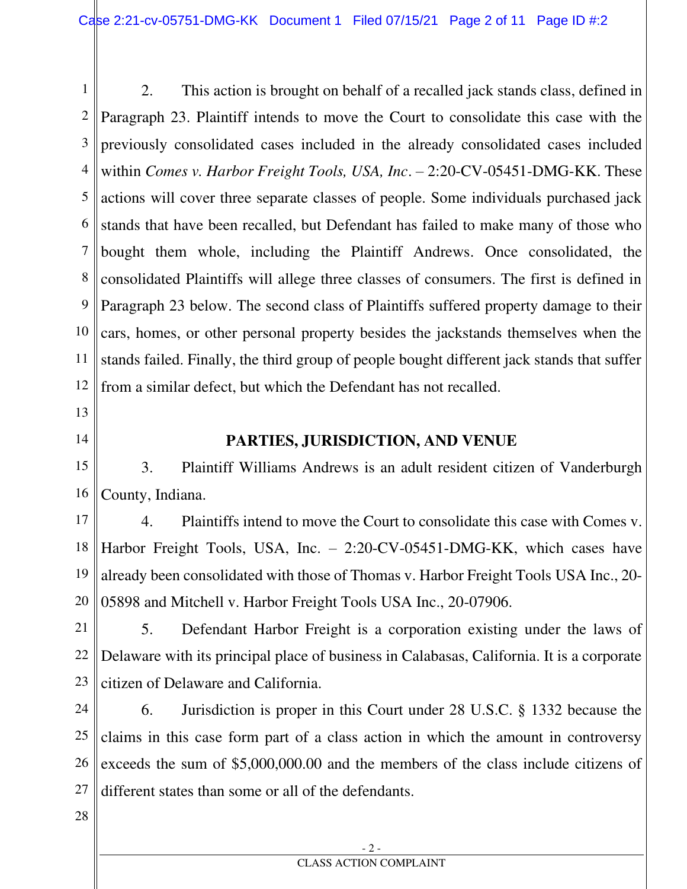2. This action is brought on behalf of a recalled jack stands class, defined in Paragraph 23. Plaintiff intends to move the Court to consolidate this case with the previously consolidated cases included in the already consolidated cases included within *Comes v. Harbor Freight Tools, USA, Inc*. – 2:20-CV-05451-DMG-KK. These actions will cover three separate classes of people. Some individuals purchased jack stands that have been recalled, but Defendant has failed to make many of those who bought them whole, including the Plaintiff Andrews. Once consolidated, the consolidated Plaintiffs will allege three classes of consumers. The first is defined in Paragraph 23 below. The second class of Plaintiffs suffered property damage to their cars, homes, or other personal property besides the jackstands themselves when the stands failed. Finally, the third group of people bought different jack stands that suffer from a similar defect, but which the Defendant has not recalled.

## PARTIES, JURISDICTION, AND VENUE

3. Plaintiff Williams Andrews is an adult resident citizen of Vanderburgh County, Indiana.

4. Plaintiffs intend to move the Court to consolidate this case with Comes v. Harbor Freight Tools, USA, Inc. – 2:20-CV-05451-DMG-KK, which cases have already been consolidated with those of Thomas v. Harbor Freight Tools USA Inc., 20-05898 and Mitchell v. Harbor Freight Tools USA Inc., 20-07906.

5. Defendant Harbor Freight is a corporation existing under the laws of Delaware with its principal place of business in Calabasas, California. It is a corporate citizen of Delaware and California.

6. Jurisdiction is proper in this Court under 28 U.S.C. § 1332 because the claims in this case form part of a class action in which the amount in controversy exceeds the sum of $5,000,000.00 and the members of the class include citizens of different states than some or all of the defendants.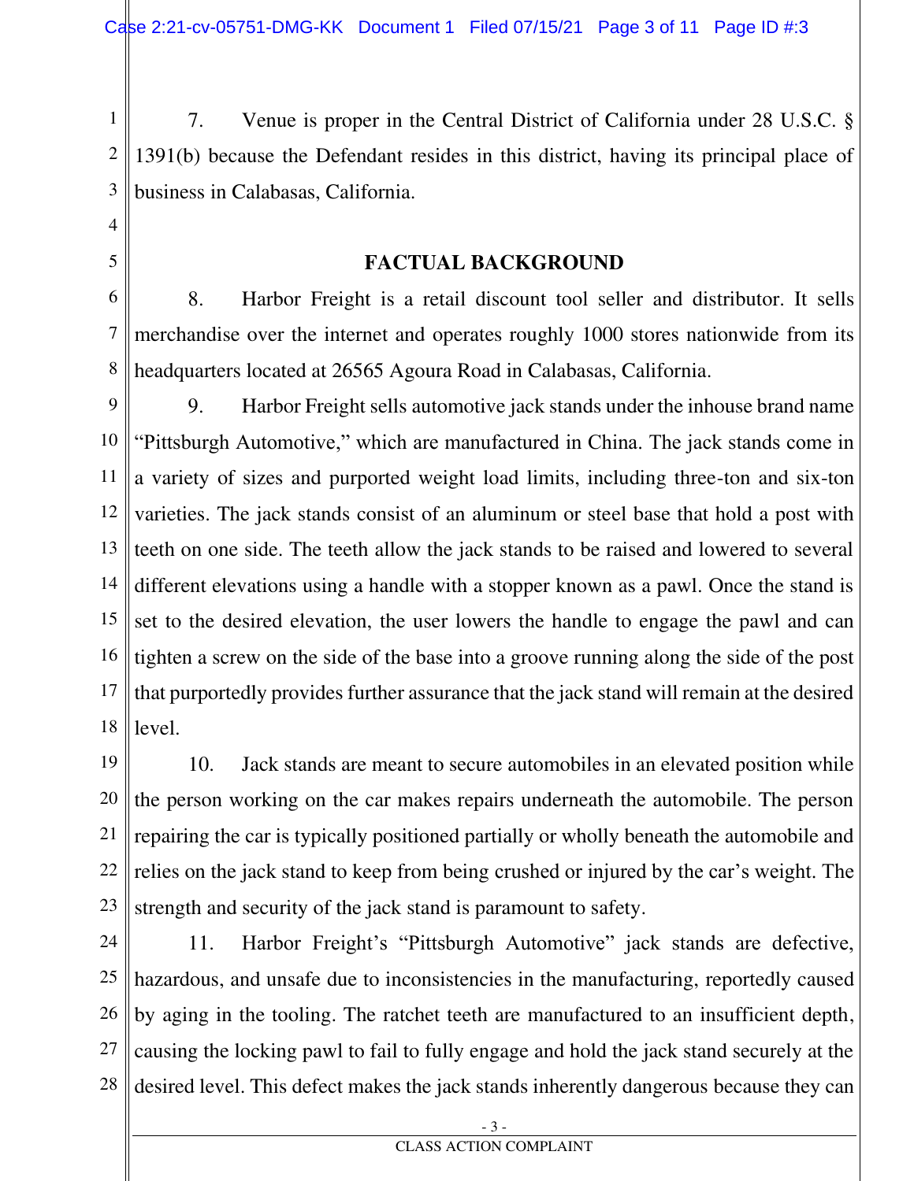7. Venue is proper in the Central District of California under 28 U.S.C. § 1391(b) because the Defendant resides in this district, having its principal place of business in Calabasas, California.

## FACTUAL BACKGROUND

8. Harbor Freight is a retail discount tool seller and distributor. It sells merchandise over the internet and operates roughly 1000 stores nationwide from its headquarters located at 26565 Agoura Road in Calabasas, California.

9. Harbor Freight sells automotive jack stands under the inhouse brand name "Pittsburgh Automotive," which are manufactured in China. The jack stands come in a variety of sizes and purported weight load limits, including three-ton and six-ton varieties. The jack stands consist of an aluminum or steel base that hold a post with teeth on one side. The teeth allow the jack stands to be raised and lowered to several different elevations using a handle with a stopper known as a pawl. Once the stand is set to the desired elevation, the user lowers the handle to engage the pawl and can tighten a screw on the side of the base into a groove running along the side of the post that purportedly provides further assurance that the jack stand will remain at the desired level.

10. Jack stands are meant to secure automobiles in an elevated position while the person working on the car makes repairs underneath the automobile. The person repairing the car is typically positioned partially or wholly beneath the automobile and relies on the jack stand to keep from being crushed or injured by the car's weight. The strength and security of the jack stand is paramount to safety.

11. Harbor Freight's "Pittsburgh Automotive" jack stands are defective, hazardous, and unsafe due to inconsistencies in the manufacturing, reportedly caused by aging in the tooling. The ratchet teeth are manufactured to an insufficient depth, causing the locking pawl to fail to fully engage and hold the jack stand securely at the desired level. This defect makes the jack stands inherently dangerous because they can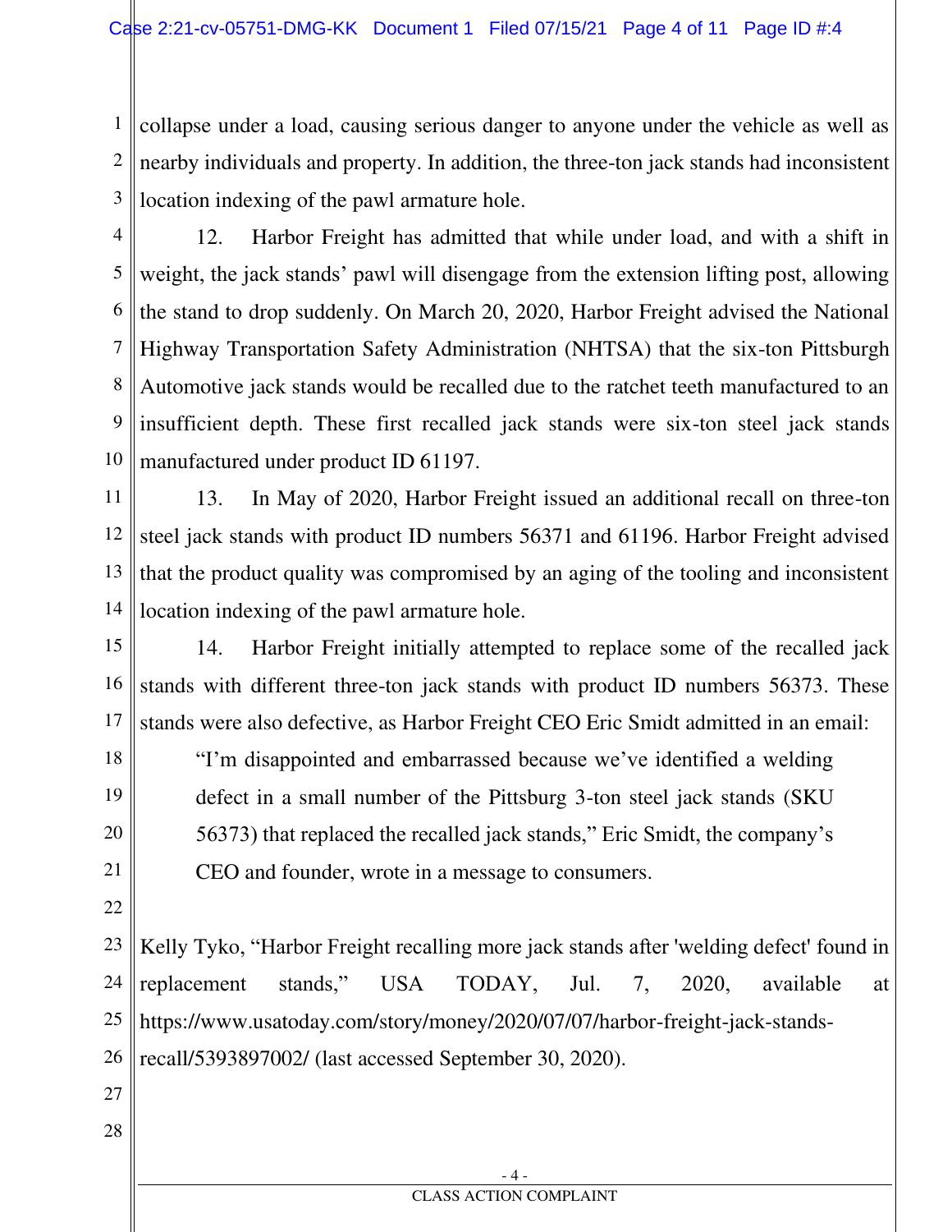collapse under a load, causing serious danger to anyone under the vehicle as well as nearby individuals and property. In addition, the three-ton jack stands had inconsistent location indexing of the pawl armature hole.

12. Harbor Freight has admitted that while under load, and with a shift in weight, the jack stands' pawl will disengage from the extension lifting post, allowing the stand to drop suddenly. On March 20, 2020, Harbor Freight advised the National Highway Transportation Safety Administration (NHTSA) that the six-ton Pittsburgh Automotive jack stands would be recalled due to the ratchet teeth manufactured to an insufficient depth. These first recalled jack stands were six-ton steel jack stands manufactured under product ID 61197.

13. In May of 2020, Harbor Freight issued an additional recall on three-ton steel jack stands with product ID numbers 56371 and 61196. Harbor Freight advised that the product quality was compromised by an aging of the tooling and inconsistent location indexing of the pawl armature hole.

14. Harbor Freight initially attempted to replace some of the recalled jack stands with different three-ton jack stands with product ID numbers 56373. These stands were also defective, as Harbor Freight CEO Eric Smidt admitted in an email:

> "I'm disappointed and embarrassed because we've identified a welding defect in a small number of the Pittsburg 3-ton steel jack stands (SKU 56373) that replaced the recalled jack stands," Eric Smidt, the company's CEO and founder, wrote in a message to consumers.

Kelly Tyko, "Harbor Freight recalling more jack stands after 'welding defect' found in replacement stands," USA TODAY, Jul. 7, 2020, available at https://www.usatoday.com/story/money/2020/07/07/harbor-freight-jack-stands-recall/5393897002/ (last accessed September 30, 2020).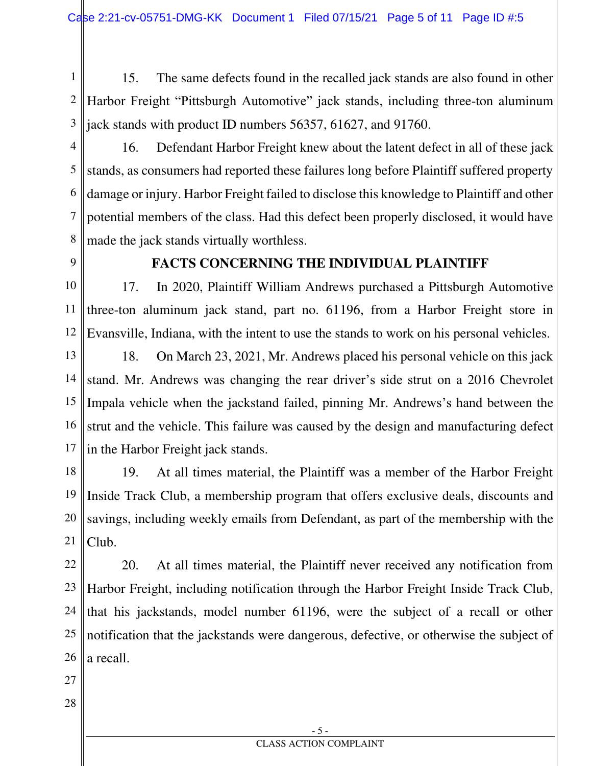15. The same defects found in the recalled jack stands are also found in other Harbor Freight "Pittsburgh Automotive" jack stands, including three-ton aluminum jack stands with product ID numbers 56357, 61627, and 91760.

16. Defendant Harbor Freight knew about the latent defect in all of these jack stands, as consumers had reported these failures long before Plaintiff suffered property damage or injury. Harbor Freight failed to disclose this knowledge to Plaintiff and other potential members of the class. Had this defect been properly disclosed, it would have made the jack stands virtually worthless.

## FACTS CONCERNING THE INDIVIDUAL PLAINTIFF

17. In 2020, Plaintiff William Andrews purchased a Pittsburgh Automotive three-ton aluminum jack stand, part no. 61196, from a Harbor Freight store in Evansville, Indiana, with the intent to use the stands to work on his personal vehicles.

18. On March 23, 2021, Mr. Andrews placed his personal vehicle on this jack stand. Mr. Andrews was changing the rear driver's side strut on a 2016 Chevrolet Impala vehicle when the jackstand failed, pinning Mr. Andrews's hand between the strut and the vehicle. This failure was caused by the design and manufacturing defect in the Harbor Freight jack stands.

19. At all times material, the Plaintiff was a member of the Harbor Freight Inside Track Club, a membership program that offers exclusive deals, discounts and savings, including weekly emails from Defendant, as part of the membership with the Club.

20. At all times material, the Plaintiff never received any notification from Harbor Freight, including notification through the Harbor Freight Inside Track Club, that his jackstands, model number 61196, were the subject of a recall or other notification that the jackstands were dangerous, defective, or otherwise the subject of a recall.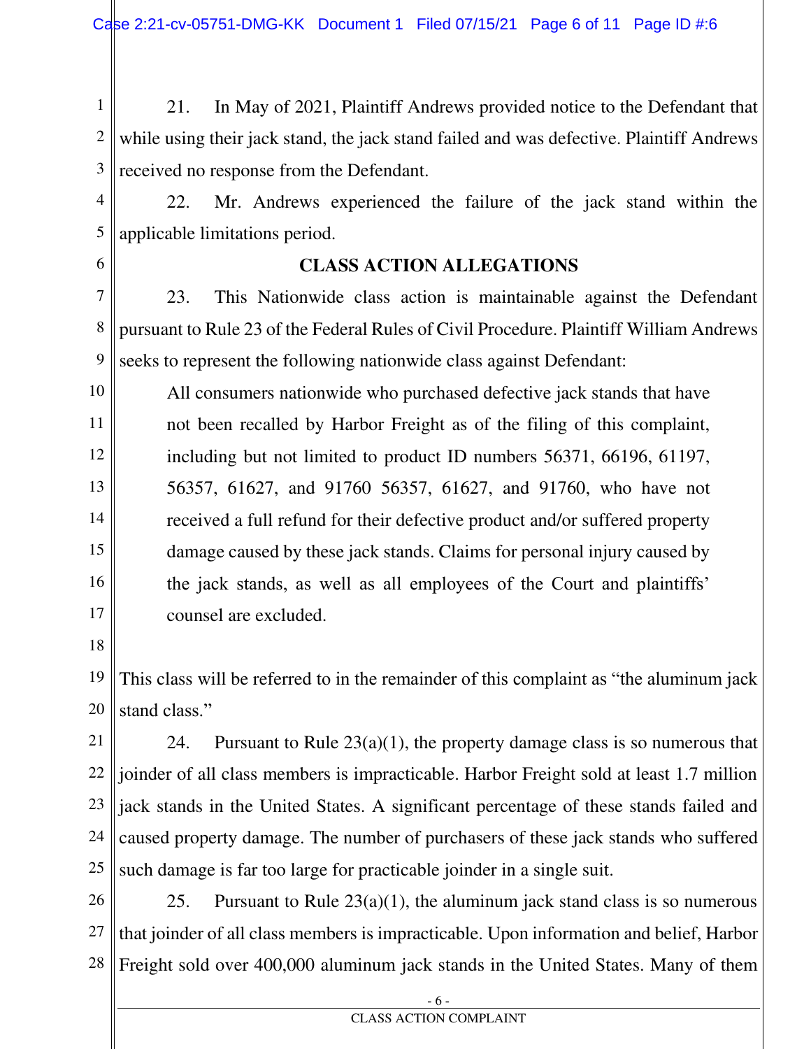21. In May of 2021, Plaintiff Andrews provided notice to the Defendant that while using their jack stand, the jack stand failed and was defective. Plaintiff Andrews received no response from the Defendant.

22. Mr. Andrews experienced the failure of the jack stand within the applicable limitations period.

## CLASS ACTION ALLEGATIONS

23. This Nationwide class action is maintainable against the Defendant pursuant to Rule 23 of the Federal Rules of Civil Procedure. Plaintiff William Andrews seeks to represent the following nationwide class against Defendant:

> All consumers nationwide who purchased defective jack stands that have not been recalled by Harbor Freight as of the filing of this complaint, including but not limited to product ID numbers 56371, 66196, 61197, 56357, 61627, and 91760 56357, 61627, and 91760, who have not received a full refund for their defective product and/or suffered property damage caused by these jack stands. Claims for personal injury caused by the jack stands, as well as all employees of the Court and plaintiffs' counsel are excluded.

This class will be referred to in the remainder of this complaint as "the aluminum jack stand class."

24. Pursuant to Rule 23(a)(1), the property damage class is so numerous that joinder of all class members is impracticable. Harbor Freight sold at least 1.7 million jack stands in the United States. A significant percentage of these stands failed and caused property damage. The number of purchasers of these jack stands who suffered such damage is far too large for practicable joinder in a single suit.

25. Pursuant to Rule 23(a)(1), the aluminum jack stand class is so numerous that joinder of all class members is impracticable. Upon information and belief, Harbor Freight sold over 400,000 aluminum jack stands in the United States. Many of them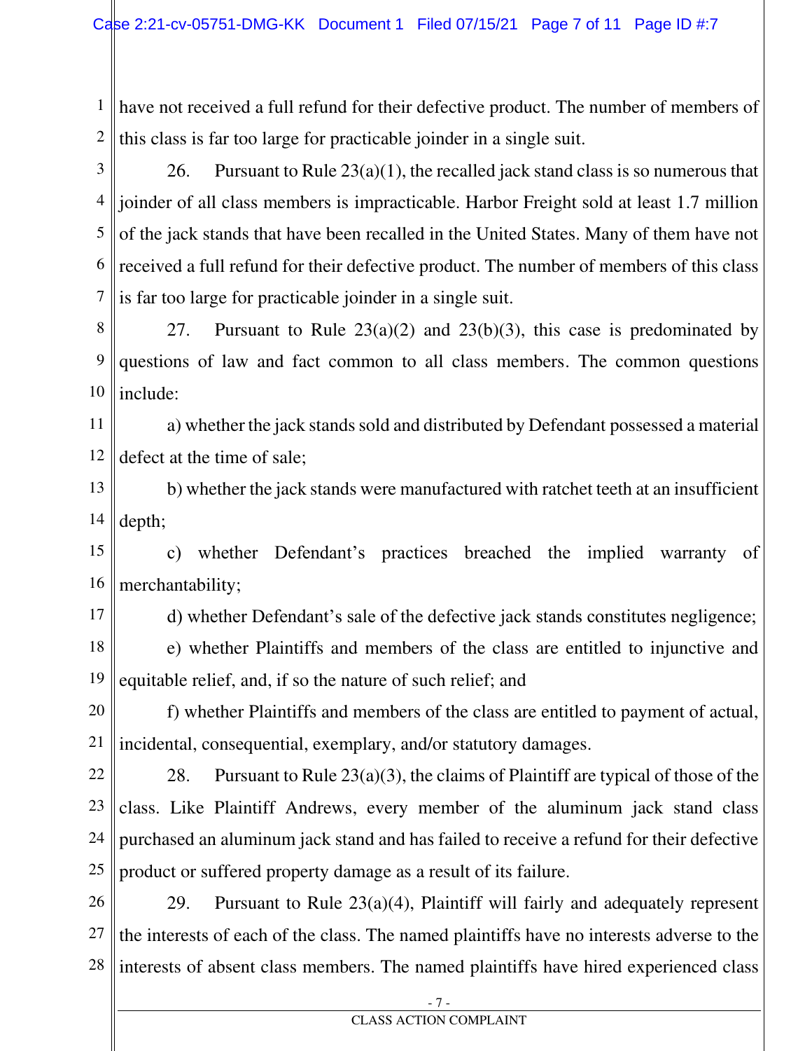have not received a full refund for their defective product. The number of members of this class is far too large for practicable joinder in a single suit.

26. Pursuant to Rule 23(a)(1), the recalled jack stand class is so numerous that joinder of all class members is impracticable. Harbor Freight sold at least 1.7 million of the jack stands that have been recalled in the United States. Many of them have not received a full refund for their defective product. The number of members of this class is far too large for practicable joinder in a single suit.

27. Pursuant to Rule 23(a)(2) and 23(b)(3), this case is predominated by questions of law and fact common to all class members. The common questions include:

a) whether the jack stands sold and distributed by Defendant possessed a material defect at the time of sale;

b) whether the jack stands were manufactured with ratchet teeth at an insufficient depth;

c) whether Defendant's practices breached the implied warranty of merchantability;

d) whether Defendant's sale of the defective jack stands constitutes negligence;

e) whether Plaintiffs and members of the class are entitled to injunctive and equitable relief, and, if so the nature of such relief; and

f) whether Plaintiffs and members of the class are entitled to payment of actual, incidental, consequential, exemplary, and/or statutory damages.

28. Pursuant to Rule 23(a)(3), the claims of Plaintiff are typical of those of the class. Like Plaintiff Andrews, every member of the aluminum jack stand class purchased an aluminum jack stand and has failed to receive a refund for their defective product or suffered property damage as a result of its failure.

29. Pursuant to Rule 23(a)(4), Plaintiff will fairly and adequately represent the interests of each of the class. The named plaintiffs have no interests adverse to the interests of absent class members. The named plaintiffs have hired experienced class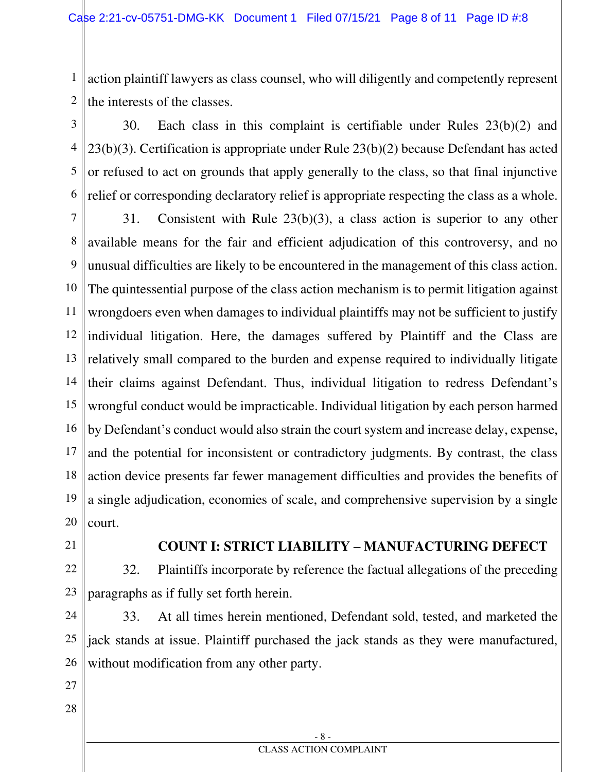action plaintiff lawyers as class counsel, who will diligently and competently represent the interests of the classes.

30. Each class in this complaint is certifiable under Rules 23(b)(2) and 23(b)(3). Certification is appropriate under Rule 23(b)(2) because Defendant has acted or refused to act on grounds that apply generally to the class, so that final injunctive relief or corresponding declaratory relief is appropriate respecting the class as a whole.

31. Consistent with Rule 23(b)(3), a class action is superior to any other available means for the fair and efficient adjudication of this controversy, and no unusual difficulties are likely to be encountered in the management of this class action. The quintessential purpose of the class action mechanism is to permit litigation against wrongdoers even when damages to individual plaintiffs may not be sufficient to justify individual litigation. Here, the damages suffered by Plaintiff and the Class are relatively small compared to the burden and expense required to individually litigate their claims against Defendant. Thus, individual litigation to redress Defendant's wrongful conduct would be impracticable. Individual litigation by each person harmed by Defendant's conduct would also strain the court system and increase delay, expense, and the potential for inconsistent or contradictory judgments. By contrast, the class action device presents far fewer management difficulties and provides the benefits of a single adjudication, economies of scale, and comprehensive supervision by a single court.

## COUNT I: STRICT LIABILITY – MANUFACTURING DEFECT

32. Plaintiffs incorporate by reference the factual allegations of the preceding paragraphs as if fully set forth herein.

33. At all times herein mentioned, Defendant sold, tested, and marketed the jack stands at issue. Plaintiff purchased the jack stands as they were manufactured, without modification from any other party.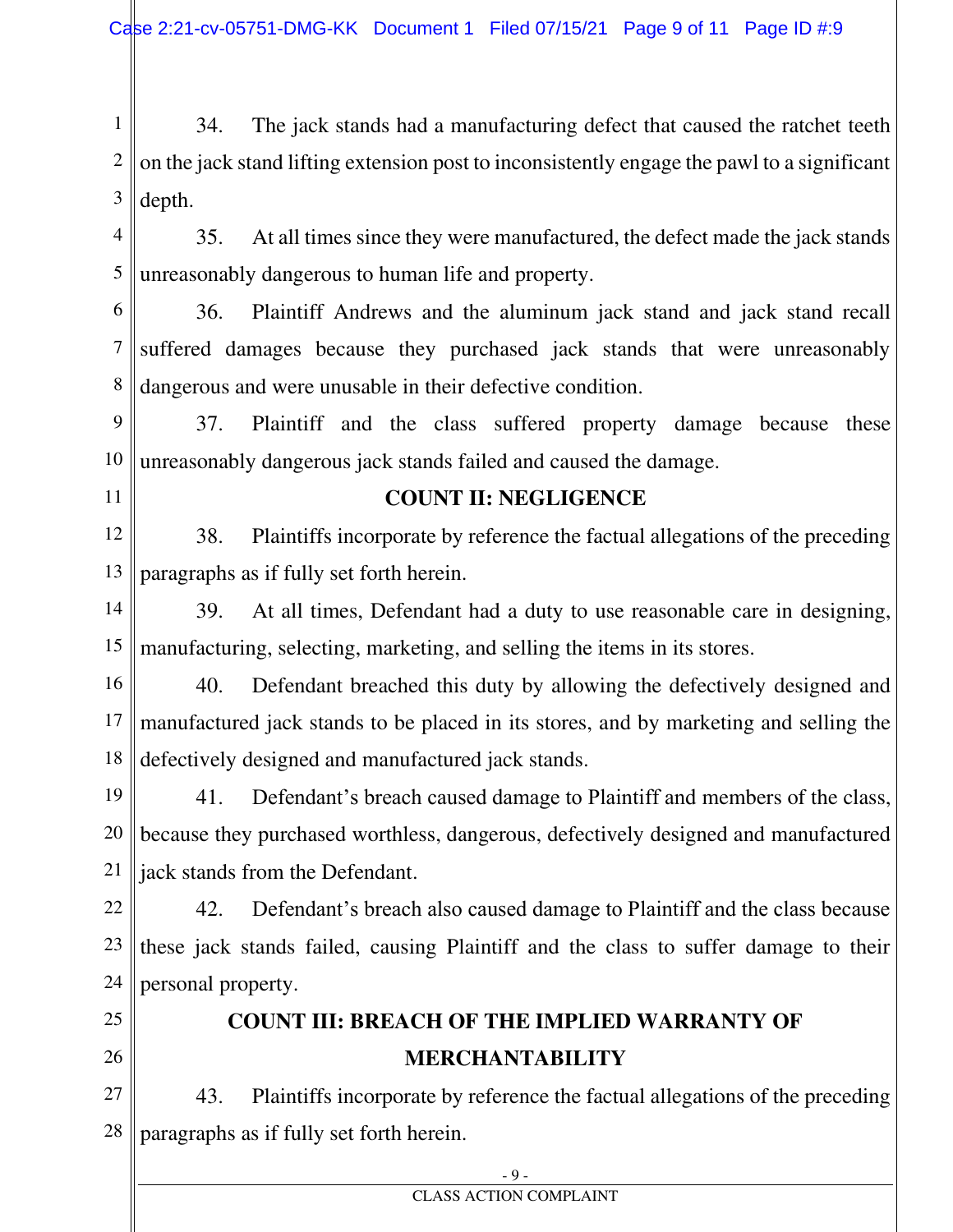34. The jack stands had a manufacturing defect that caused the ratchet teeth on the jack stand lifting extension post to inconsistently engage the pawl to a significant depth.

35. At all times since they were manufactured, the defect made the jack stands unreasonably dangerous to human life and property.

36. Plaintiff Andrews and the aluminum jack stand and jack stand recall suffered damages because they purchased jack stands that were unreasonably dangerous and were unusable in their defective condition.

37. Plaintiff and the class suffered property damage because these unreasonably dangerous jack stands failed and caused the damage.

## COUNT II: NEGLIGENCE

38. Plaintiffs incorporate by reference the factual allegations of the preceding paragraphs as if fully set forth herein.

39. At all times, Defendant had a duty to use reasonable care in designing, manufacturing, selecting, marketing, and selling the items in its stores.

40. Defendant breached this duty by allowing the defectively designed and manufactured jack stands to be placed in its stores, and by marketing and selling the defectively designed and manufactured jack stands.

41. Defendant's breach caused damage to Plaintiff and members of the class, because they purchased worthless, dangerous, defectively designed and manufactured jack stands from the Defendant.

42. Defendant's breach also caused damage to Plaintiff and the class because these jack stands failed, causing Plaintiff and the class to suffer damage to their personal property.

## COUNT III: BREACH OF THE IMPLIED WARRANTY OF MERCHANTABILITY

43. Plaintiffs incorporate by reference the factual allegations of the preceding paragraphs as if fully set forth herein.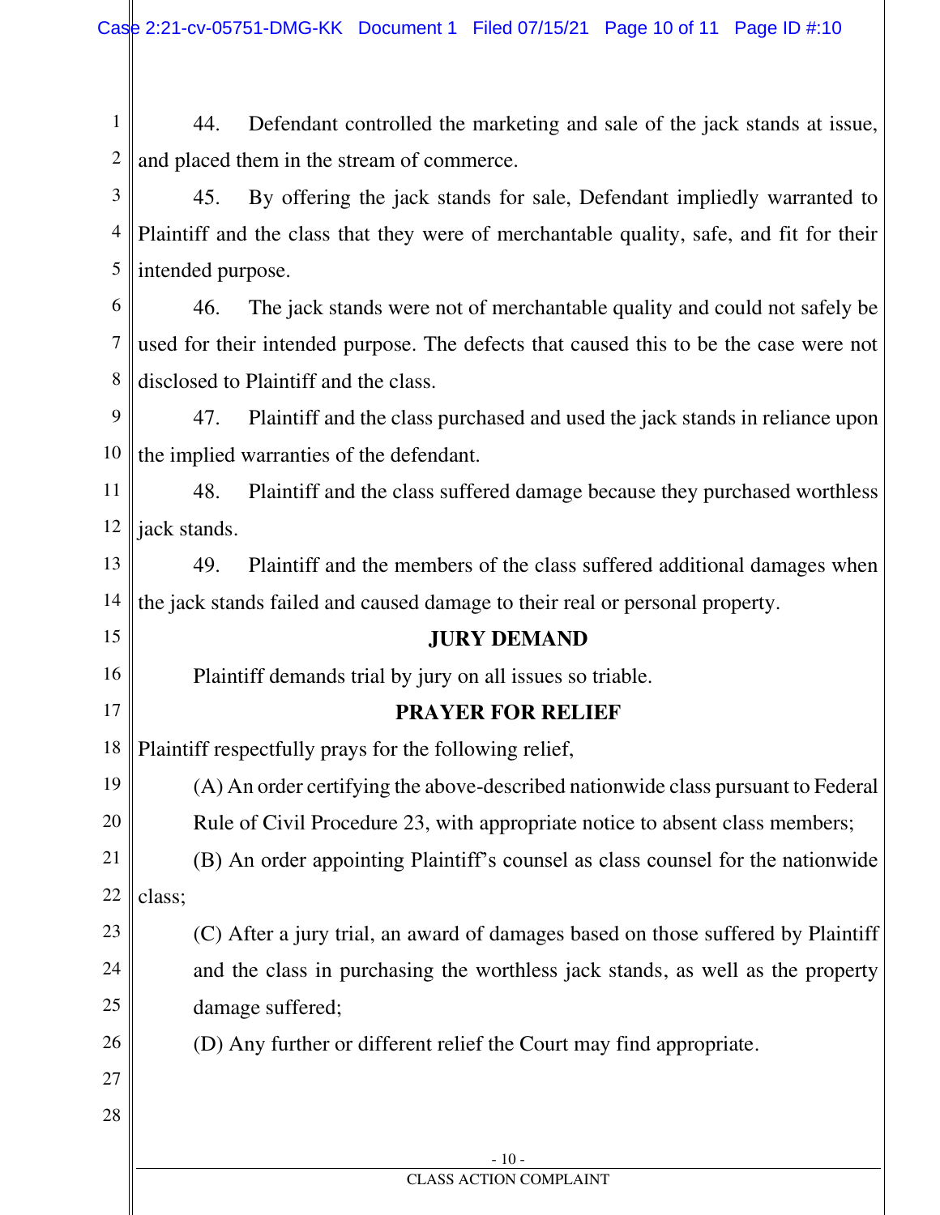44. Defendant controlled the marketing and sale of the jack stands at issue, and placed them in the stream of commerce.

45. By offering the jack stands for sale, Defendant impliedly warranted to Plaintiff and the class that they were of merchantable quality, safe, and fit for their intended purpose.

46. The jack stands were not of merchantable quality and could not safely be used for their intended purpose. The defects that caused this to be the case were not disclosed to Plaintiff and the class.

47. Plaintiff and the class purchased and used the jack stands in reliance upon the implied warranties of the defendant.

48. Plaintiff and the class suffered damage because they purchased worthless jack stands.

49. Plaintiff and the members of the class suffered additional damages when the jack stands failed and caused damage to their real or personal property.

## JURY DEMAND

Plaintiff demands trial by jury on all issues so triable.

## PRAYER FOR RELIEF

Plaintiff respectfully prays for the following relief,

(A) An order certifying the above-described nationwide class pursuant to Federal Rule of Civil Procedure 23, with appropriate notice to absent class members;

(B) An order appointing Plaintiff's counsel as class counsel for the nationwide class;

(C) After a jury trial, an award of damages based on those suffered by Plaintiff and the class in purchasing the worthless jack stands, as well as the property damage suffered;

(D) Any further or different relief the Court may find appropriate.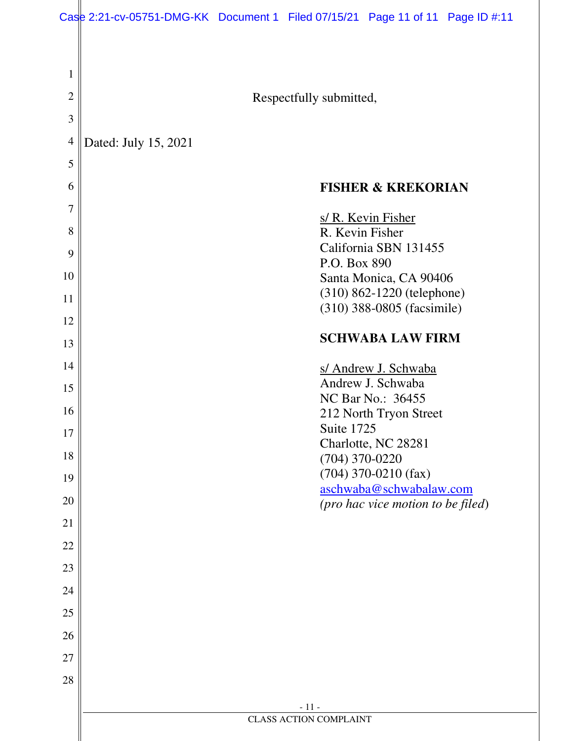Respectfully submitted,

Dated: July 15, 2021

**FISHER & KREKORIAN**

s/ R. Kevin Fisher
R. Kevin Fisher
California SBN 131455
P.O. Box 890
Santa Monica, CA 90406
(310) 862-1220 (telephone)
(310) 388-0805 (facsimile)

**SCHWABA LAW FIRM**

s/ Andrew J. Schwaba
Andrew J. Schwaba
NC Bar No.: 36455
212 North Tryon Street
Suite 1725
Charlotte, NC 28281
(704) 370-0220
(704) 370-0210 (fax)
aschwaba@schwabalaw.com
*(pro hac vice motion to be filed)*